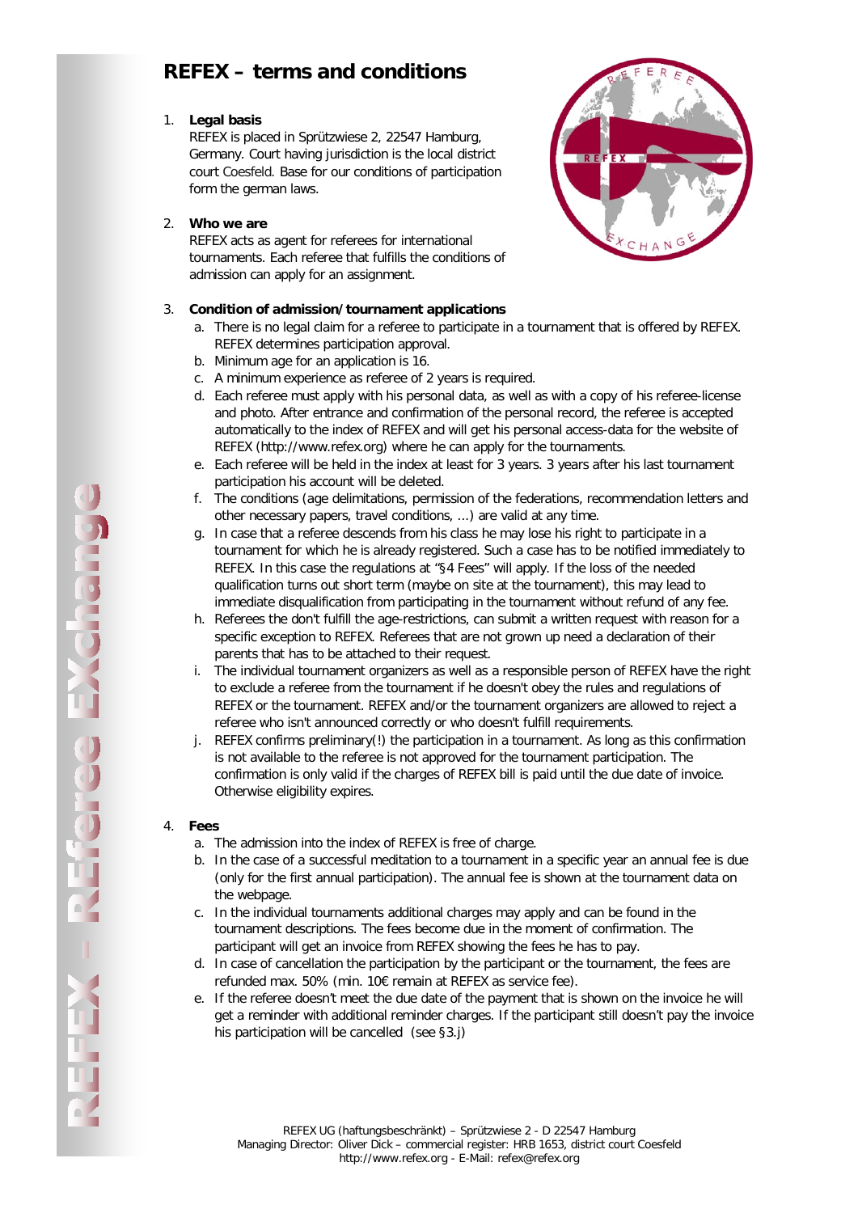# REFEX – terms and conditions

1. **Legal basis**
   REFEX is placed in Sprützwiese 2, 22547 Hamburg, Germany. Court having jurisdiction is the local district court Coesfeld. Base for our conditions of participation form the german laws.

2. **Who we are**
   REFEX acts as agent for referees for international tournaments. Each referee that fulfills the conditions of admission can apply for an assignment.

3. **Condition of admission/tournament applications**
   a. There is no legal claim for a referee to participate in a tournament that is offered by REFEX. REFEX determines participation approval.
   b. Minimum age for an application is 16.
   c. A minimum experience as referee of 2 years is required.
   d. Each referee must apply with his personal data, as well as with a copy of his referee-license and photo. After entrance and confirmation of the personal record, the referee is accepted automatically to the index of REFEX and will get his personal access-data for the website of REFEX (http://www.refex.org) where he can apply for the tournaments.
   e. Each referee will be held in the index at least for 3 years. 3 years after his last tournament participation his account will be deleted.
   f. The conditions (age delimitations, permission of the federations, recommendation letters and other necessary papers, travel conditions, ...) are valid at any time.
   g. In case that a referee descends from his class he may lose his right to participate in a tournament for which he is already registered. Such a case has to be notified immediately to REFEX. In this case the regulations at "§4 Fees" will apply. If the loss of the needed qualification turns out short term (maybe on site at the tournament), this may lead to immediate disqualification from participating in the tournament without refund of any fee.
   h. Referees the don't fulfill the age-restrictions, can submit a written request with reason for a specific exception to REFEX. Referees that are not grown up need a declaration of their parents that has to be attached to their request.
   i. The individual tournament organizers as well as a responsible person of REFEX have the right to exclude a referee from the tournament if he doesn't obey the rules and regulations of REFEX or the tournament. REFEX and/or the tournament organizers are allowed to reject a referee who isn't announced correctly or who doesn't fulfill requirements.
   j. REFEX confirms preliminary(!) the participation in a tournament. As long as this confirmation is not available to the referee is not approved for the tournament participation. The confirmation is only valid if the charges of REFEX bill is paid until the due date of invoice. Otherwise eligibility expires.

4. **Fees**
   a. The admission into the index of REFEX is free of charge.
   b. In the case of a successful meditation to a tournament in a specific year an annual fee is due (only for the first annual participation). The annual fee is shown at the tournament data on the webpage.
   c. In the individual tournaments additional charges may apply and can be found in the tournament descriptions. The fees become due in the moment of confirmation. The participant will get an invoice from REFEX showing the fees he has to pay.
   d. In case of cancellation the participation by the participant or the tournament, the fees are refunded max. 50% (min. 10€ remain at REFEX as service fee).
   e. If the referee doesn't meet the due date of the payment that is shown on the invoice he will get a reminder with additional reminder charges. If the participant still doesn't pay the invoice his participation will be cancelled (see §3.j)

REFEX UG (haftungsbeschränkt) – Sprützwiese 2 - D 22547 Hamburg
Managing Director: Oliver Dick – commercial register: HRB 1653, district court Coesfeld
http://www.refex.org - E-Mail: refex@refex.org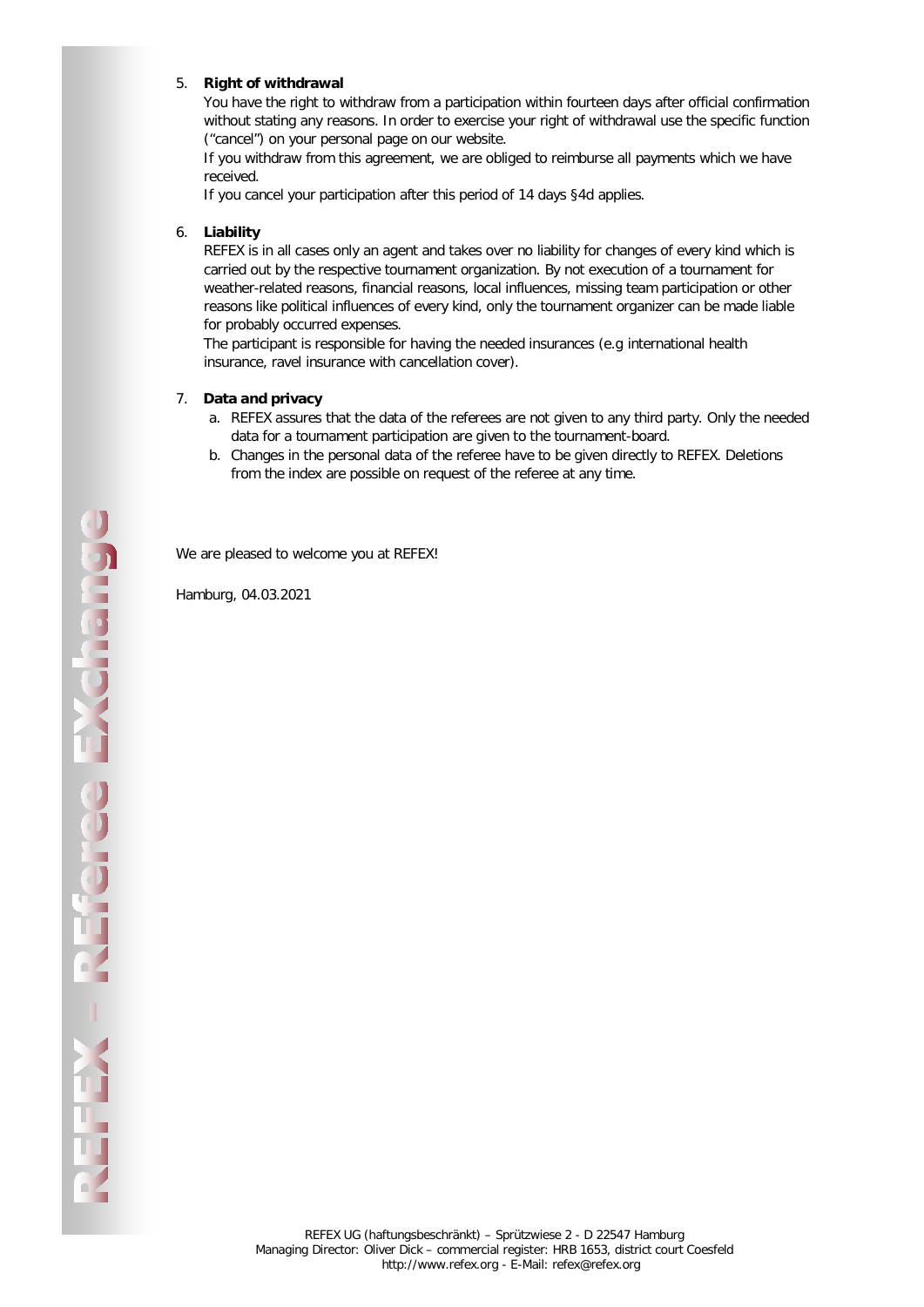5. **Right of withdrawal**

   You have the right to withdraw from a participation within fourteen days after official confirmation without stating any reasons. In order to exercise your right of withdrawal use the specific function ("cancel") on your personal page on our website.

   If you withdraw from this agreement, we are obliged to reimburse all payments which we have received.

   If you cancel your participation after this period of 14 days §4d applies.

6. **Liability**

   REFEX is in all cases only an agent and takes over no liability for changes of every kind which is carried out by the respective tournament organization. By not execution of a tournament for weather-related reasons, financial reasons, local influences, missing team participation or other reasons like political influences of every kind, only the tournament organizer can be made liable for probably occurred expenses.

   The participant is responsible for having the needed insurances (e.g international health insurance, ravel insurance with cancellation cover).

7. **Data and privacy**
   a. REFEX assures that the data of the referees are not given to any third party. Only the needed data for a tournament participation are given to the tournament-board.
   b. Changes in the personal data of the referee have to be given directly to REFEX. Deletions from the index are possible on request of the referee at any time.

We are pleased to welcome you at REFEX!

Hamburg, 04.03.2021

REFEX UG (haftungsbeschränkt) – Sprützwiese 2 - D 22547 Hamburg
Managing Director: Oliver Dick – commercial register: HRB 1653, district court Coesfeld
http://www.refex.org - E-Mail: refex@refex.org